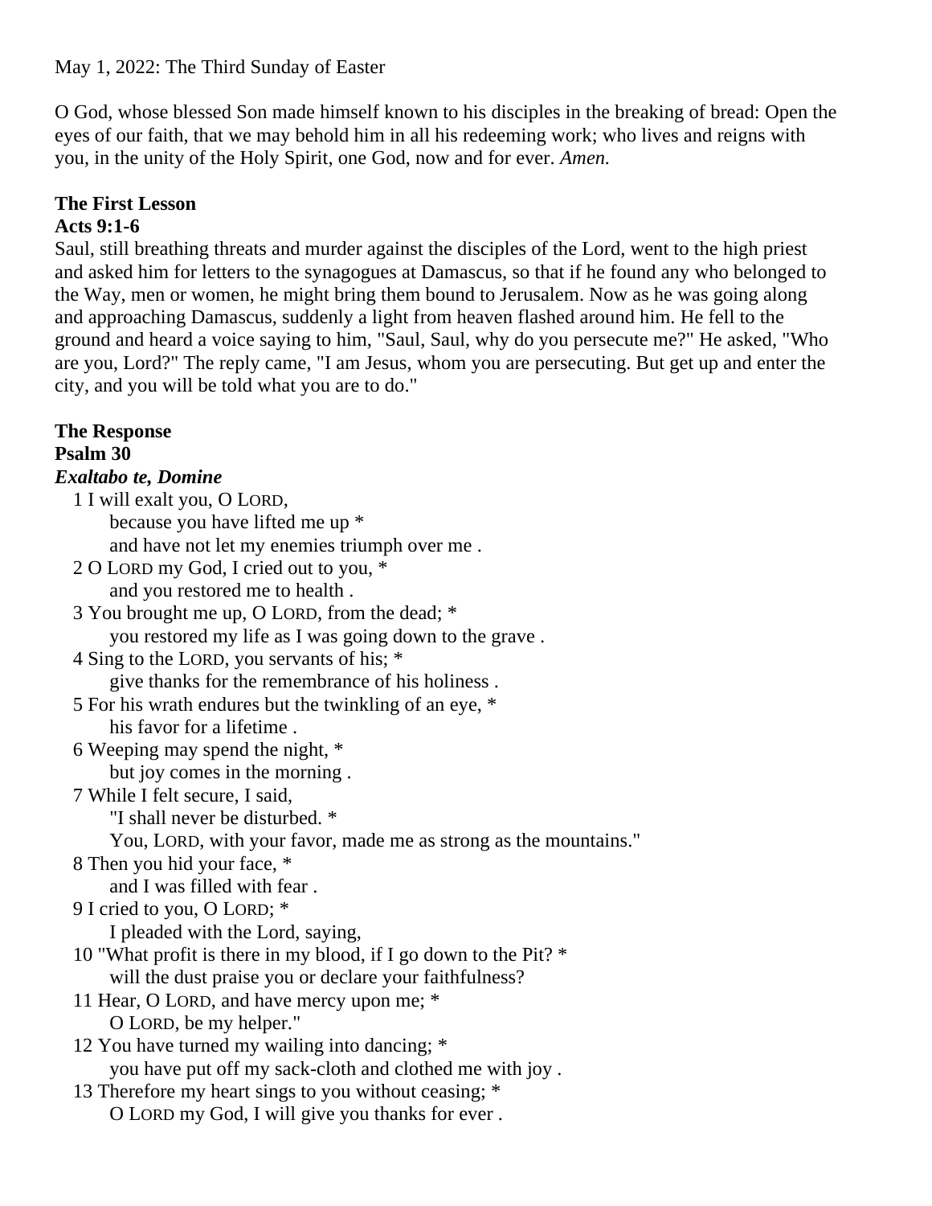May 1, 2022: The Third Sunday of Easter

O God, whose blessed Son made himself known to his disciples in the breaking of bread: Open the eyes of our faith, that we may behold him in all his redeeming work; who lives and reigns with you, in the unity of the Holy Spirit, one God, now and for ever. *Amen.*

**The First Lesson**
**Acts 9:1-6**

Saul, still breathing threats and murder against the disciples of the Lord, went to the high priest and asked him for letters to the synagogues at Damascus, so that if he found any who belonged to the Way, men or women, he might bring them bound to Jerusalem. Now as he was going along and approaching Damascus, suddenly a light from heaven flashed around him. He fell to the ground and heard a voice saying to him, "Saul, Saul, why do you persecute me?" He asked, "Who are you, Lord?" The reply came, "I am Jesus, whom you are persecuting. But get up and enter the city, and you will be told what you are to do."

**The Response**
**Psalm 30**
***Exaltabo te, Domine***

1 I will exalt you, O LORD,
  because you have lifted me up *
  and have not let my enemies triumph over me .
2 O LORD my God, I cried out to you, *
  and you restored me to health .
3 You brought me up, O LORD, from the dead; *
  you restored my life as I was going down to the grave .
4 Sing to the LORD, you servants of his; *
  give thanks for the remembrance of his holiness .
5 For his wrath endures but the twinkling of an eye, *
  his favor for a lifetime .
6 Weeping may spend the night, *
  but joy comes in the morning .
7 While I felt secure, I said,
  "I shall never be disturbed. *
  You, LORD, with your favor, made me as strong as the mountains."
8 Then you hid your face, *
  and I was filled with fear .
9 I cried to you, O LORD; *
  I pleaded with the Lord, saying,
10 "What profit is there in my blood, if I go down to the Pit? *
  will the dust praise you or declare your faithfulness?
11 Hear, O LORD, and have mercy upon me; *
  O LORD, be my helper."
12 You have turned my wailing into dancing; *
  you have put off my sack-cloth and clothed me with joy .
13 Therefore my heart sings to you without ceasing; *
  O LORD my God, I will give you thanks for ever .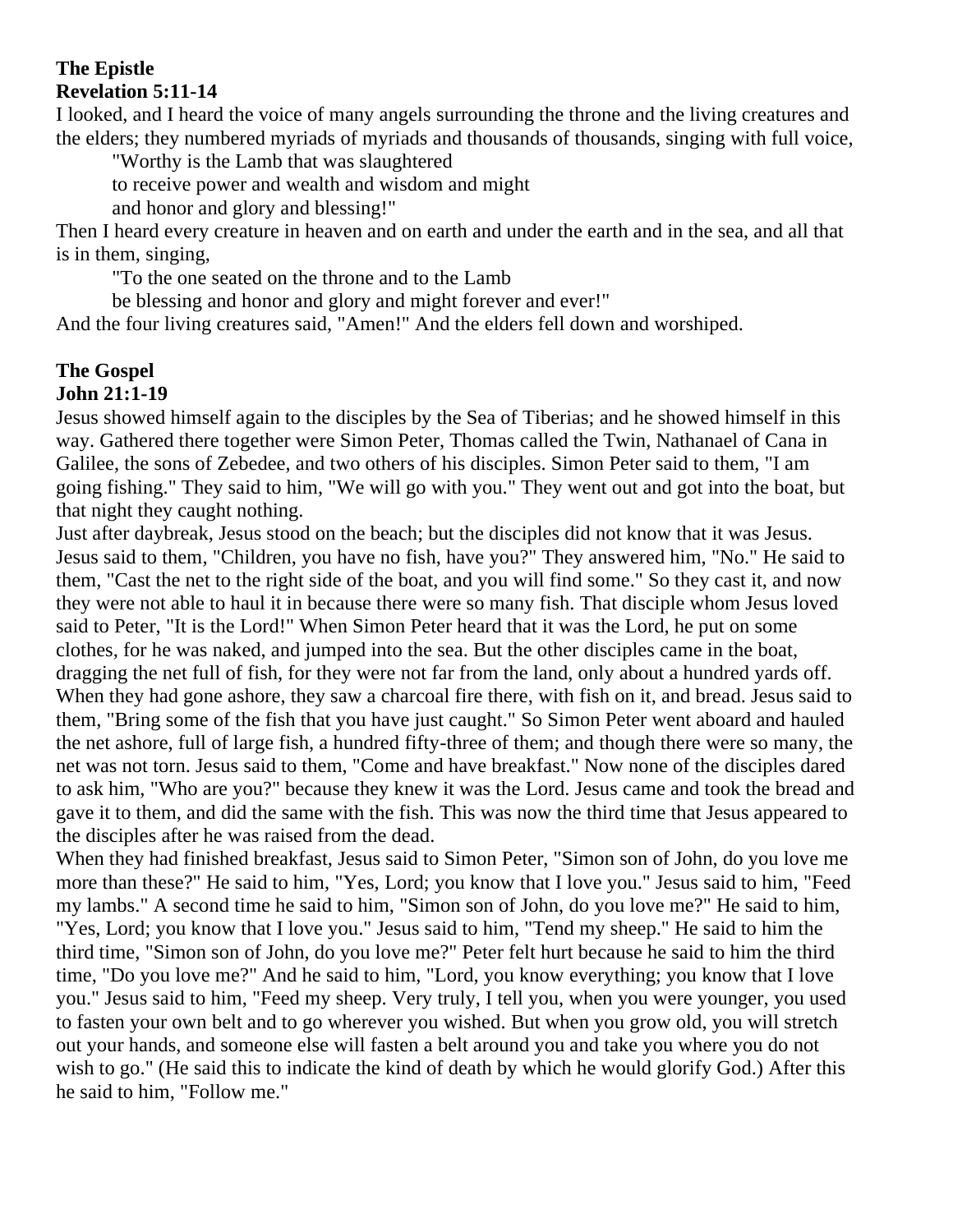**The Epistle**
**Revelation 5:11-14**

I looked, and I heard the voice of many angels surrounding the throne and the living creatures and the elders; they numbered myriads of myriads and thousands of thousands, singing with full voice,

> "Worthy is the Lamb that was slaughtered
> to receive power and wealth and wisdom and might
> and honor and glory and blessing!"

Then I heard every creature in heaven and on earth and under the earth and in the sea, and all that is in them, singing,

> "To the one seated on the throne and to the Lamb
> be blessing and honor and glory and might forever and ever!"

And the four living creatures said, "Amen!" And the elders fell down and worshiped.

**The Gospel**
**John 21:1-19**

Jesus showed himself again to the disciples by the Sea of Tiberias; and he showed himself in this way. Gathered there together were Simon Peter, Thomas called the Twin, Nathanael of Cana in Galilee, the sons of Zebedee, and two others of his disciples. Simon Peter said to them, "I am going fishing." They said to him, "We will go with you." They went out and got into the boat, but that night they caught nothing.

Just after daybreak, Jesus stood on the beach; but the disciples did not know that it was Jesus. Jesus said to them, "Children, you have no fish, have you?" They answered him, "No." He said to them, "Cast the net to the right side of the boat, and you will find some." So they cast it, and now they were not able to haul it in because there were so many fish. That disciple whom Jesus loved said to Peter, "It is the Lord!" When Simon Peter heard that it was the Lord, he put on some clothes, for he was naked, and jumped into the sea. But the other disciples came in the boat, dragging the net full of fish, for they were not far from the land, only about a hundred yards off. When they had gone ashore, they saw a charcoal fire there, with fish on it, and bread. Jesus said to them, "Bring some of the fish that you have just caught." So Simon Peter went aboard and hauled the net ashore, full of large fish, a hundred fifty-three of them; and though there were so many, the net was not torn. Jesus said to them, "Come and have breakfast." Now none of the disciples dared to ask him, "Who are you?" because they knew it was the Lord. Jesus came and took the bread and gave it to them, and did the same with the fish. This was now the third time that Jesus appeared to the disciples after he was raised from the dead.

When they had finished breakfast, Jesus said to Simon Peter, "Simon son of John, do you love me more than these?" He said to him, "Yes, Lord; you know that I love you." Jesus said to him, "Feed my lambs." A second time he said to him, "Simon son of John, do you love me?" He said to him, "Yes, Lord; you know that I love you." Jesus said to him, "Tend my sheep." He said to him the third time, "Simon son of John, do you love me?" Peter felt hurt because he said to him the third time, "Do you love me?" And he said to him, "Lord, you know everything; you know that I love you." Jesus said to him, "Feed my sheep. Very truly, I tell you, when you were younger, you used to fasten your own belt and to go wherever you wished. But when you grow old, you will stretch out your hands, and someone else will fasten a belt around you and take you where you do not wish to go." (He said this to indicate the kind of death by which he would glorify God.) After this he said to him, "Follow me."